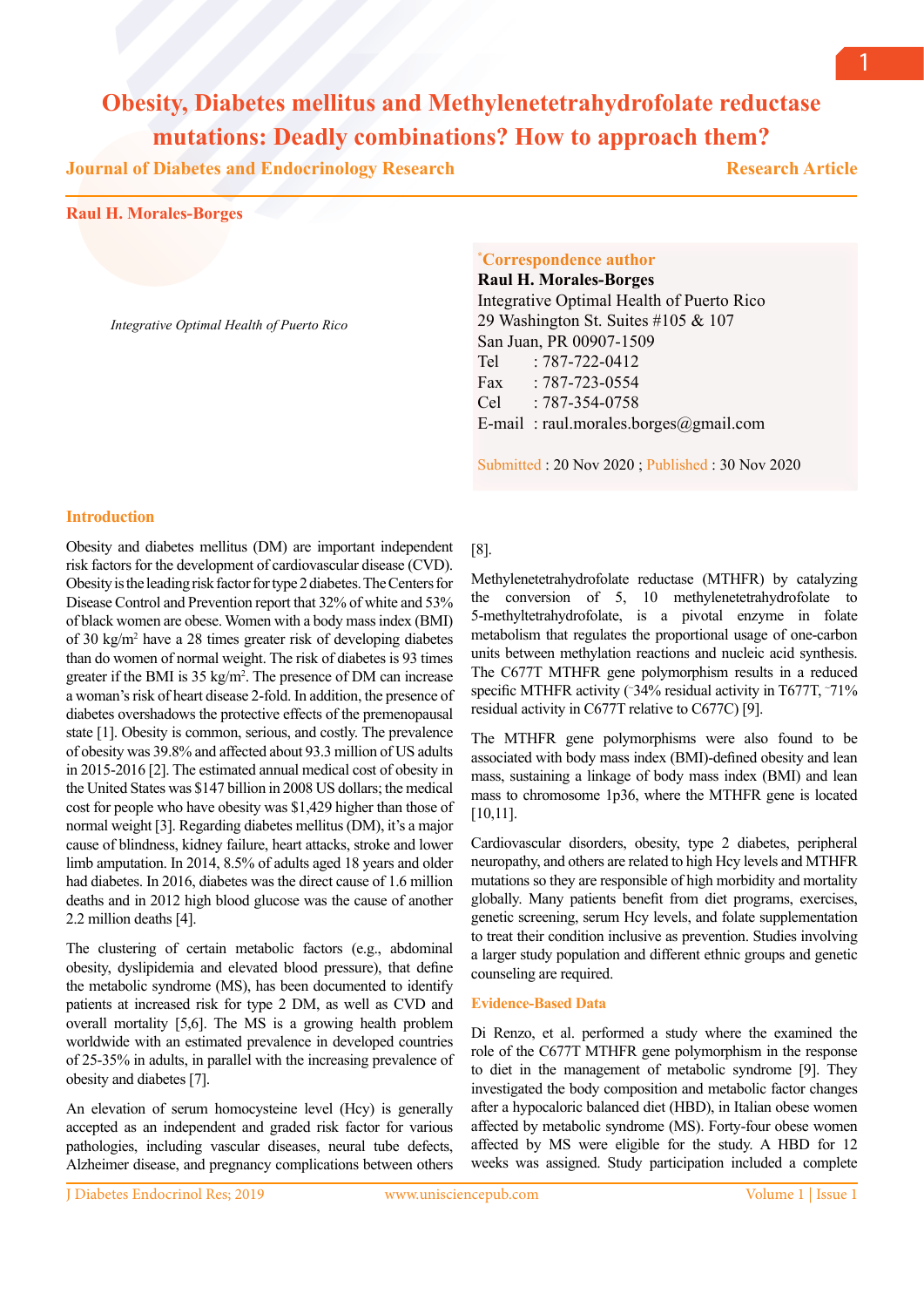# Obesity, Diabetes mellitus and Methylenetetrahydrofolate reductase mutations: Deadly combinations? How to approach them?

**Journal of Diabetes and Endocrinology Research** — **Research Article**

**Raul H. Morales-Borges**

*Integrative Optimal Health of Puerto Rico*

**\*Correspondence author**
**Raul H. Morales-Borges**
Integrative Optimal Health of Puerto Rico
29 Washington St. Suites #105 & 107
San Juan, PR 00907-1509
Tel : 787-722-0412
Fax : 787-723-0554
Cel : 787-354-0758
E-mail : raul.morales.borges@gmail.com

Submitted : 20 Nov 2020 ; Published : 30 Nov 2020

## Introduction

Obesity and diabetes mellitus (DM) are important independent risk factors for the development of cardiovascular disease (CVD). Obesity is the leading risk factor for type 2 diabetes. The Centers for Disease Control and Prevention report that 32% of white and 53% of black women are obese. Women with a body mass index (BMI) of 30 kg/m$^2$ have a 28 times greater risk of developing diabetes than do women of normal weight. The risk of diabetes is 93 times greater if the BMI is 35 kg/m$^2$. The presence of DM can increase a woman's risk of heart disease 2-fold. In addition, the presence of diabetes overshadows the protective effects of the premenopausal state [1]. Obesity is common, serious, and costly. The prevalence of obesity was 39.8% and affected about 93.3 million of US adults in 2015-2016 [2]. The estimated annual medical cost of obesity in the United States was $147 billion in 2008 US dollars; the medical cost for people who have obesity was $1,429 higher than those of normal weight [3]. Regarding diabetes mellitus (DM), it's a major cause of blindness, kidney failure, heart attacks, stroke and lower limb amputation. In 2014, 8.5% of adults aged 18 years and older had diabetes. In 2016, diabetes was the direct cause of 1.6 million deaths and in 2012 high blood glucose was the cause of another 2.2 million deaths [4].

The clustering of certain metabolic factors (e.g., abdominal obesity, dyslipidemia and elevated blood pressure), that define the metabolic syndrome (MS), has been documented to identify patients at increased risk for type 2 DM, as well as CVD and overall mortality [5,6]. The MS is a growing health problem worldwide with an estimated prevalence in developed countries of 25-35% in adults, in parallel with the increasing prevalence of obesity and diabetes [7].

An elevation of serum homocysteine level (Hcy) is generally accepted as an independent and graded risk factor for various pathologies, including vascular diseases, neural tube defects, Alzheimer disease, and pregnancy complications between others [8].

Methylenetetrahydrofolate reductase (MTHFR) by catalyzing the conversion of 5, 10 methylenetetrahydrofolate to 5-methyltetrahydrofolate, is a pivotal enzyme in folate metabolism that regulates the proportional usage of one-carbon units between methylation reactions and nucleic acid synthesis. The C677T MTHFR gene polymorphism results in a reduced specific MTHFR activity (~34% residual activity in T677T, ~71% residual activity in C677T relative to C677C) [9].

The MTHFR gene polymorphisms were also found to be associated with body mass index (BMI)-defined obesity and lean mass, sustaining a linkage of body mass index (BMI) and lean mass to chromosome 1p36, where the MTHFR gene is located [10,11].

Cardiovascular disorders, obesity, type 2 diabetes, peripheral neuropathy, and others are related to high Hcy levels and MTHFR mutations so they are responsible of high morbidity and mortality globally. Many patients benefit from diet programs, exercises, genetic screening, serum Hcy levels, and folate supplementation to treat their condition inclusive as prevention. Studies involving a larger study population and different ethnic groups and genetic counseling are required.

### Evidence-Based Data

Di Renzo, et al. performed a study where the examined the role of the C677T MTHFR gene polymorphism in the response to diet in the management of metabolic syndrome [9]. They investigated the body composition and metabolic factor changes after a hypocaloric balanced diet (HBD), in Italian obese women affected by metabolic syndrome (MS). Forty-four obese women affected by MS were eligible for the study. A HBD for 12 weeks was assigned. Study participation included a complete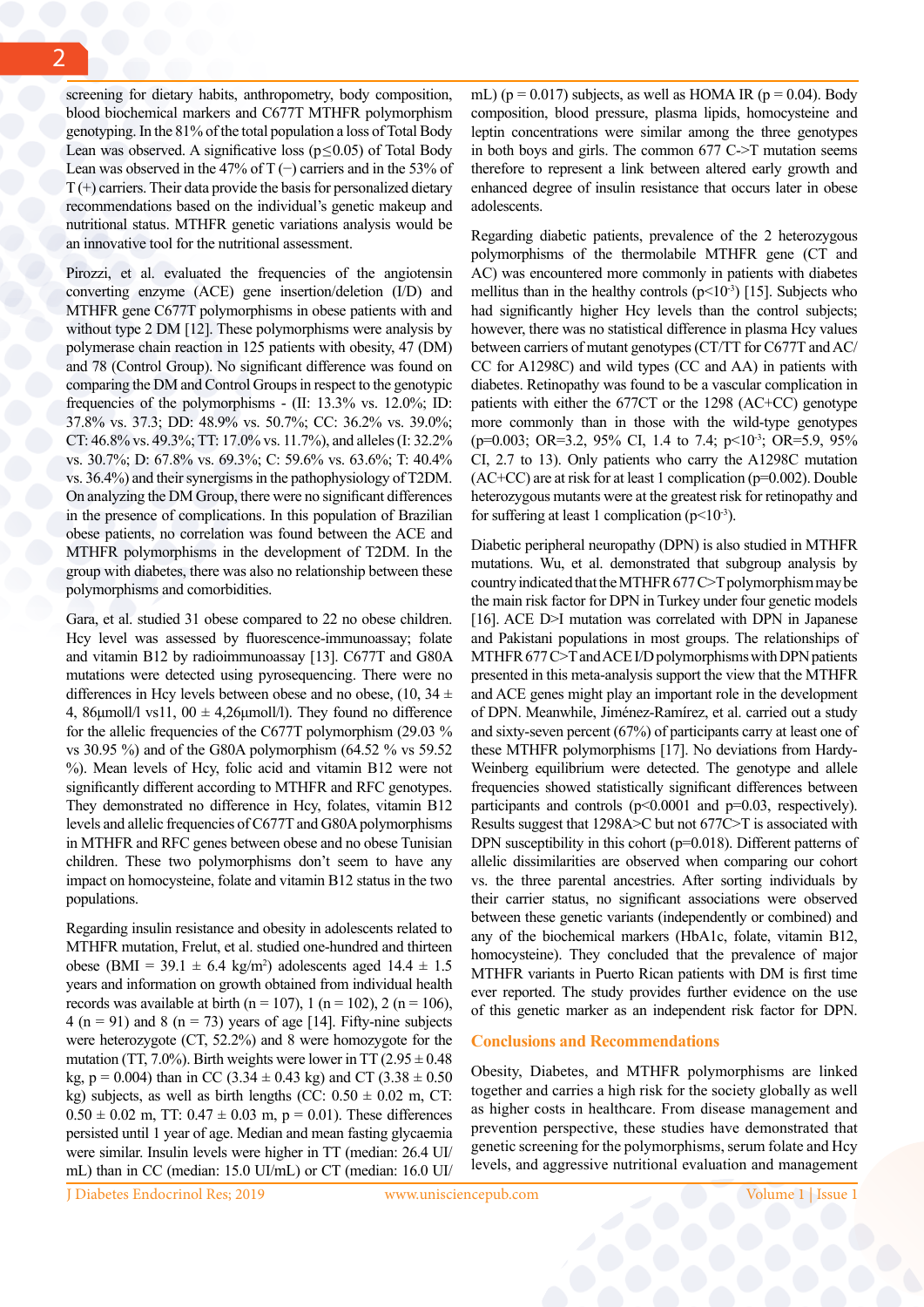screening for dietary habits, anthropometry, body composition, blood biochemical markers and C677T MTHFR polymorphism genotyping. In the 81% of the total population a loss of Total Body Lean was observed. A significative loss ($p \leq 0.05$) of Total Body Lean was observed in the 47% of T (−) carriers and in the 53% of T (+) carriers. Their data provide the basis for personalized dietary recommendations based on the individual's genetic makeup and nutritional status. MTHFR genetic variations analysis would be an innovative tool for the nutritional assessment.

Pirozzi, et al. evaluated the frequencies of the angiotensin converting enzyme (ACE) gene insertion/deletion (I/D) and MTHFR gene C677T polymorphisms in obese patients with and without type 2 DM [12]. These polymorphisms were analysis by polymerase chain reaction in 125 patients with obesity, 47 (DM) and 78 (Control Group). No significant difference was found on comparing the DM and Control Groups in respect to the genotypic frequencies of the polymorphisms - (II: 13.3% vs. 12.0%; ID: 37.8% vs. 37.3; DD: 48.9% vs. 50.7%; CC: 36.2% vs. 39.0%; CT: 46.8% vs. 49.3%; TT: 17.0% vs. 11.7%), and alleles (I: 32.2% vs. 30.7%; D: 67.8% vs. 69.3%; C: 59.6% vs. 63.6%; T: 40.4% vs. 36.4%) and their synergisms in the pathophysiology of T2DM. On analyzing the DM Group, there were no significant differences in the presence of complications. In this population of Brazilian obese patients, no correlation was found between the ACE and MTHFR polymorphisms in the development of T2DM. In the group with diabetes, there was also no relationship between these polymorphisms and comorbidities.

Gara, et al. studied 31 obese compared to 22 no obese children. Hcy level was assessed by fluorescence-immunoassay; folate and vitamin B12 by radioimmunoassay [13]. C677T and G80A mutations were detected using pyrosequencing. There were no differences in Hcy levels between obese and no obese, (10, 34 ± 4, 86μmoll/l vs11, 00 ± 4,26μmoll/l). They found no difference for the allelic frequencies of the C677T polymorphism (29.03 % vs 30.95 %) and of the G80A polymorphism (64.52 % vs 59.52 %). Mean levels of Hcy, folic acid and vitamin B12 were not significantly different according to MTHFR and RFC genotypes. They demonstrated no difference in Hcy, folates, vitamin B12 levels and allelic frequencies of C677T and G80A polymorphisms in MTHFR and RFC genes between obese and no obese Tunisian children. These two polymorphisms don't seem to have any impact on homocysteine, folate and vitamin B12 status in the two populations.

Regarding insulin resistance and obesity in adolescents related to MTHFR mutation, Frelut, et al. studied one-hundred and thirteen obese (BMI = 39.1 ± 6.4 kg/m$^2$) adolescents aged 14.4 ± 1.5 years and information on growth obtained from individual health records was available at birth (n = 107), 1 (n = 102), 2 (n = 106), 4 (n = 91) and 8 (n = 73) years of age [14]. Fifty-nine subjects were heterozygote (CT, 52.2%) and 8 were homozygote for the mutation (TT, 7.0%). Birth weights were lower in TT (2.95 ± 0.48 kg, p = 0.004) than in CC (3.34 ± 0.43 kg) and CT (3.38 ± 0.50 kg) subjects, as well as birth lengths (CC: 0.50 ± 0.02 m, CT: 0.50 ± 0.02 m, TT: 0.47 ± 0.03 m, p = 0.01). These differences persisted until 1 year of age. Median and mean fasting glycaemia were similar. Insulin levels were higher in TT (median: 26.4 UI/mL) than in CC (median: 15.0 UI/mL) or CT (median: 16.0 UI/mL) (p = 0.017) subjects, as well as HOMA IR (p = 0.04). Body composition, blood pressure, plasma lipids, homocysteine and leptin concentrations were similar among the three genotypes in both boys and girls. The common 677 C->T mutation seems therefore to represent a link between altered early growth and enhanced degree of insulin resistance that occurs later in obese adolescents.

Regarding diabetic patients, prevalence of the 2 heterozygous polymorphisms of the thermolabile MTHFR gene (CT and AC) was encountered more commonly in patients with diabetes mellitus than in the healthy controls ($p<10^{-3}$) [15]. Subjects who had significantly higher Hcy levels than the control subjects; however, there was no statistical difference in plasma Hcy values between carriers of mutant genotypes (CT/TT for C677T and AC/CC for A1298C) and wild types (CC and AA) in patients with diabetes. Retinopathy was found to be a vascular complication in patients with either the 677CT or the 1298 (AC+CC) genotype more commonly than in those with the wild-type genotypes (p=0.003; OR=3.2, 95% CI, 1.4 to 7.4; $p<10^{-3}$; OR=5.9, 95% CI, 2.7 to 13). Only patients who carry the A1298C mutation (AC+CC) are at risk for at least 1 complication (p=0.002). Double heterozygous mutants were at the greatest risk for retinopathy and for suffering at least 1 complication ($p<10^{-3}$).

Diabetic peripheral neuropathy (DPN) is also studied in MTHFR mutations. Wu, et al. demonstrated that subgroup analysis by country indicated that the MTHFR 677 C>T polymorphism may be the main risk factor for DPN in Turkey under four genetic models [16]. ACE D>I mutation was correlated with DPN in Japanese and Pakistani populations in most groups. The relationships of MTHFR 677 C>T and ACE I/D polymorphisms with DPN patients presented in this meta-analysis support the view that the MTHFR and ACE genes might play an important role in the development of DPN. Meanwhile, Jiménez-Ramírez, et al. carried out a study and sixty-seven percent (67%) of participants carry at least one of these MTHFR polymorphisms [17]. No deviations from Hardy-Weinberg equilibrium were detected. The genotype and allele frequencies showed statistically significant differences between participants and controls (p<0.0001 and p=0.03, respectively). Results suggest that 1298A>C but not 677C>T is associated with DPN susceptibility in this cohort (p=0.018). Different patterns of allelic dissimilarities are observed when comparing our cohort vs. the three parental ancestries. After sorting individuals by their carrier status, no significant associations were observed between these genetic variants (independently or combined) and any of the biochemical markers (HbA1c, folate, vitamin B12, homocysteine). They concluded that the prevalence of major MTHFR variants in Puerto Rican patients with DM is first time ever reported. The study provides further evidence on the use of this genetic marker as an independent risk factor for DPN.

## Conclusions and Recommendations

Obesity, Diabetes, and MTHFR polymorphisms are linked together and carries a high risk for the society globally as well as higher costs in healthcare. From disease management and prevention perspective, these studies have demonstrated that genetic screening for the polymorphisms, serum folate and Hcy levels, and aggressive nutritional evaluation and management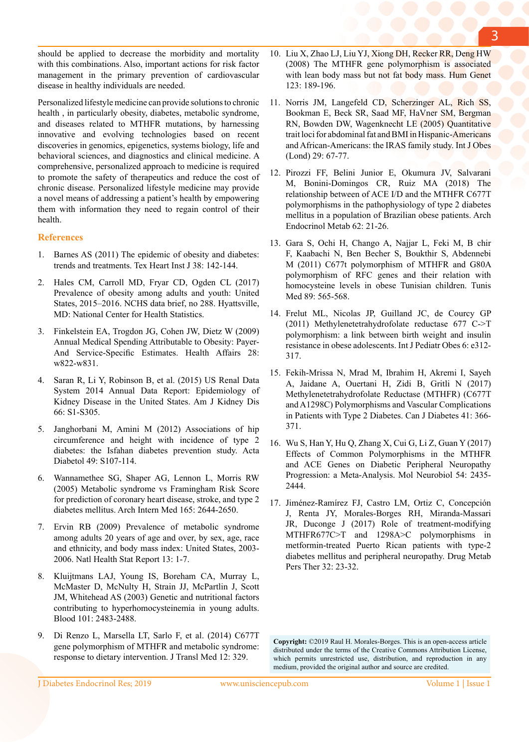should be applied to decrease the morbidity and mortality with this combinations. Also, important actions for risk factor management in the primary prevention of cardiovascular disease in healthy individuals are needed.

Personalized lifestyle medicine can provide solutions to chronic health , in particularly obesity, diabetes, metabolic syndrome, and diseases related to MTHFR mutations, by harnessing innovative and evolving technologies based on recent discoveries in genomics, epigenetics, systems biology, life and behavioral sciences, and diagnostics and clinical medicine. A comprehensive, personalized approach to medicine is required to promote the safety of therapeutics and reduce the cost of chronic disease. Personalized lifestyle medicine may provide a novel means of addressing a patient's health by empowering them with information they need to regain control of their health.

## References

1. Barnes AS (2011) The epidemic of obesity and diabetes: trends and treatments. Tex Heart Inst J 38: 142-144.
2. Hales CM, Carroll MD, Fryar CD, Ogden CL (2017) Prevalence of obesity among adults and youth: United States, 2015–2016. NCHS data brief, no 288. Hyattsville, MD: National Center for Health Statistics.
3. Finkelstein EA, Trogdon JG, Cohen JW, Dietz W (2009) Annual Medical Spending Attributable to Obesity: Payer-And Service-Specific Estimates. Health Affairs 28: w822-w831.
4. Saran R, Li Y, Robinson B, et al. (2015) US Renal Data System 2014 Annual Data Report: Epidemiology of Kidney Disease in the United States. Am J Kidney Dis 66: S1-S305.
5. Janghorbani M, Amini M (2012) Associations of hip circumference and height with incidence of type 2 diabetes: the Isfahan diabetes prevention study. Acta Diabetol 49: S107-114.
6. Wannamethee SG, Shaper AG, Lennon L, Morris RW (2005) Metabolic syndrome vs Framingham Risk Score for prediction of coronary heart disease, stroke, and type 2 diabetes mellitus. Arch Intern Med 165: 2644-2650.
7. Ervin RB (2009) Prevalence of metabolic syndrome among adults 20 years of age and over, by sex, age, race and ethnicity, and body mass index: United States, 2003-2006. Natl Health Stat Report 13: 1-7.
8. Kluijtmans LAJ, Young IS, Boreham CA, Murray L, McMaster D, McNulty H, Strain JJ, McPartlin J, Scott JM, Whitehead AS (2003) Genetic and nutritional factors contributing to hyperhomocysteinemia in young adults. Blood 101: 2483-2488.
9. Di Renzo L, Marsella LT, Sarlo F, et al. (2014) C677T gene polymorphism of MTHFR and metabolic syndrome: response to dietary intervention. J Transl Med 12: 329.
10. Liu X, Zhao LJ, Liu YJ, Xiong DH, Recker RR, Deng HW (2008) The MTHFR gene polymorphism is associated with lean body mass but not fat body mass. Hum Genet 123: 189-196.
11. Norris JM, Langefeld CD, Scherzinger AL, Rich SS, Bookman E, Beck SR, Saad MF, HaVner SM, Bergman RN, Bowden DW, Wagenknecht LE (2005) Quantitative trait loci for abdominal fat and BMI in Hispanic-Americans and African-Americans: the IRAS family study. Int J Obes (Lond) 29: 67-77.
12. Pirozzi FF, Belini Junior E, Okumura JV, Salvarani M, Bonini-Domingos CR, Ruiz MA (2018) The relationship between of ACE I/D and the MTHFR C677T polymorphisms in the pathophysiology of type 2 diabetes mellitus in a population of Brazilian obese patients. Arch Endocrinol Metab 62: 21-26.
13. Gara S, Ochi H, Chango A, Najjar L, Feki M, B chir F, Kaabachi N, Ben Becher S, Boukthir S, Abdennebi M (2011) C677t polymorphism of MTHFR and G80A polymorphism of RFC genes and their relation with homocysteine levels in obese Tunisian children. Tunis Med 89: 565-568.
14. Frelut ML, Nicolas JP, Guilland JC, de Courcy GP (2011) Methylenetetrahydrofolate reductase 677 C->T polymorphism: a link between birth weight and insulin resistance in obese adolescents. Int J Pediatr Obes 6: e312-317.
15. Fekih-Mrissa N, Mrad M, Ibrahim H, Akremi I, Sayeh A, Jaidane A, Ouertani H, Zidi B, Gritli N (2017) Methylenetetrahydrofolate Reductase (MTHFR) (C677T and A1298C) Polymorphisms and Vascular Complications in Patients with Type 2 Diabetes. Can J Diabetes 41: 366-371.
16. Wu S, Han Y, Hu Q, Zhang X, Cui G, Li Z, Guan Y (2017) Effects of Common Polymorphisms in the MTHFR and ACE Genes on Diabetic Peripheral Neuropathy Progression: a Meta-Analysis. Mol Neurobiol 54: 2435-2444.
17. Jiménez-Ramírez FJ, Castro LM, Ortiz C, Concepción J, Renta JY, Morales-Borges RH, Miranda-Massari JR, Duconge J (2017) Role of treatment-modifying MTHFR677C>T and 1298A>C polymorphisms in metformin-treated Puerto Rican patients with type-2 diabetes mellitus and peripheral neuropathy. Drug Metab Pers Ther 32: 23-32.

**Copyright:** ©2019 Raul H. Morales-Borges. This is an open-access article distributed under the terms of the Creative Commons Attribution License, which permits unrestricted use, distribution, and reproduction in any medium, provided the original author and source are credited.